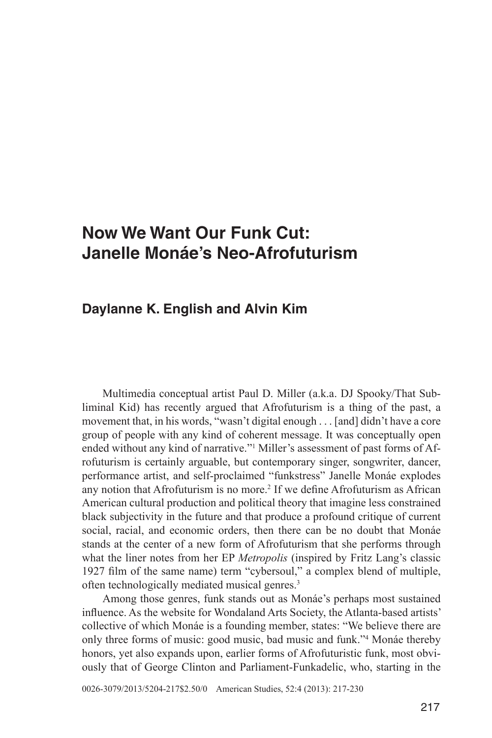# Now We Want Our Funk Cut: Janelle Monáe's Neo-Afrofuturism

## Daylanne K. English and Alvin Kim

Multimedia conceptual artist Paul D. Miller (a.k.a. DJ Spooky/That Subliminal Kid) has recently argued that Afrofuturism is a thing of the past, a movement that, in his words, "wasn't digital enough . . . [and] didn't have a core group of people with any kind of coherent message. It was conceptually open ended without any kind of narrative."[1] Miller's assessment of past forms of Afrofuturism is certainly arguable, but contemporary singer, songwriter, dancer, performance artist, and self-proclaimed "funkstress" Janelle Monáe explodes any notion that Afrofuturism is no more.[2] If we define Afrofuturism as African American cultural production and political theory that imagine less constrained black subjectivity in the future and that produce a profound critique of current social, racial, and economic orders, then there can be no doubt that Monáe stands at the center of a new form of Afrofuturism that she performs through what the liner notes from her EP *Metropolis* (inspired by Fritz Lang's classic 1927 film of the same name) term "cybersoul," a complex blend of multiple, often technologically mediated musical genres.[3]

Among those genres, funk stands out as Monáe's perhaps most sustained influence. As the website for Wondaland Arts Society, the Atlanta-based artists' collective of which Monáe is a founding member, states: "We believe there are only three forms of music: good music, bad music and funk."[4] Monáe thereby honors, yet also expands upon, earlier forms of Afrofuturistic funk, most obviously that of George Clinton and Parliament-Funkadelic, who, starting in the

0026-3079/2013/5204-217$2.50/0 American Studies, 52:4 (2013): 217-230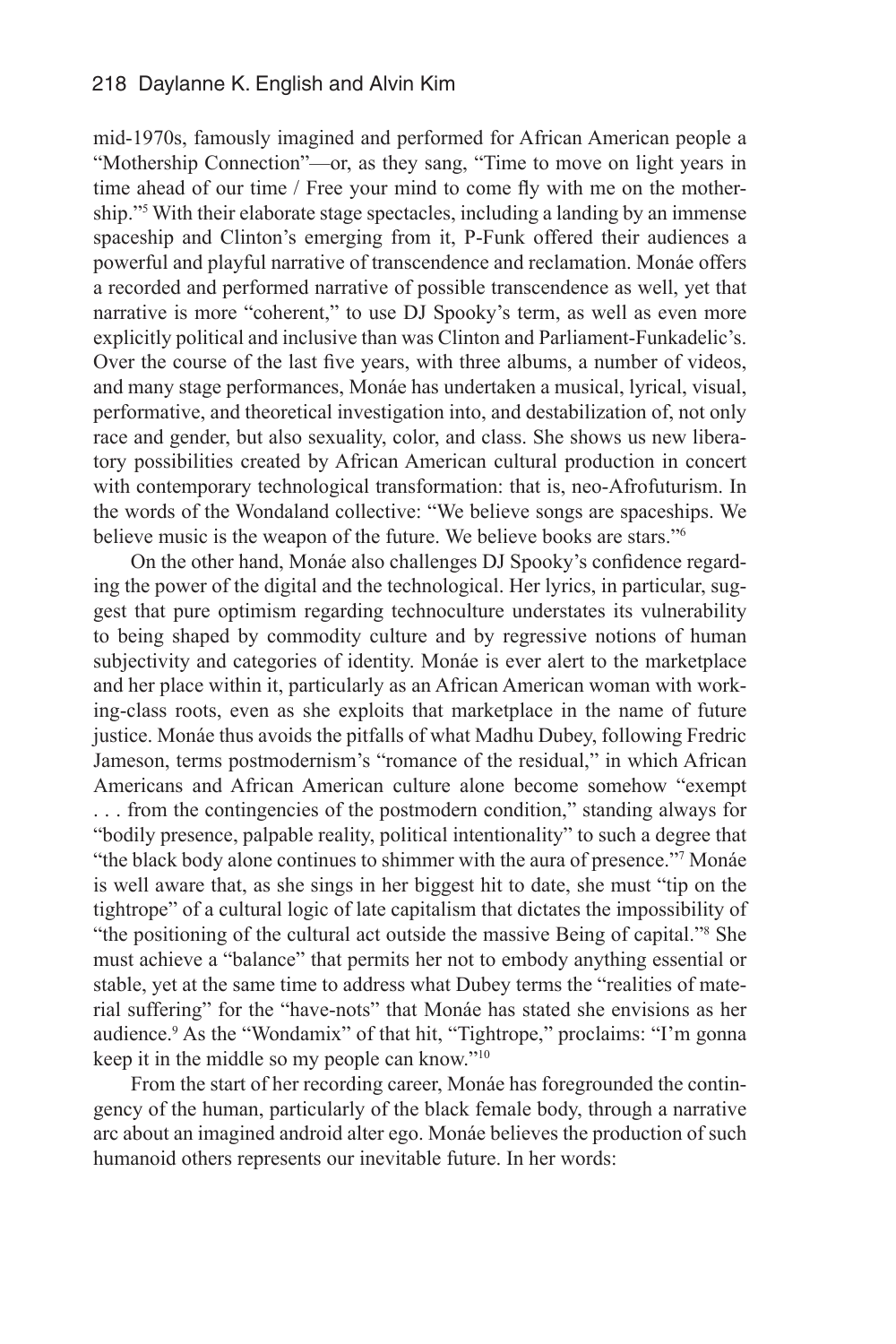mid-1970s, famously imagined and performed for African American people a "Mothership Connection"—or, as they sang, "Time to move on light years in time ahead of our time / Free your mind to come fly with me on the mothership."[5] With their elaborate stage spectacles, including a landing by an immense spaceship and Clinton's emerging from it, P-Funk offered their audiences a powerful and playful narrative of transcendence and reclamation. Monáe offers a recorded and performed narrative of possible transcendence as well, yet that narrative is more "coherent," to use DJ Spooky's term, as well as even more explicitly political and inclusive than was Clinton and Parliament-Funkadelic's. Over the course of the last five years, with three albums, a number of videos, and many stage performances, Monáe has undertaken a musical, lyrical, visual, performative, and theoretical investigation into, and destabilization of, not only race and gender, but also sexuality, color, and class. She shows us new liberatory possibilities created by African American cultural production in concert with contemporary technological transformation: that is, neo-Afrofuturism. In the words of the Wondaland collective: "We believe songs are spaceships. We believe music is the weapon of the future. We believe books are stars."[6]

On the other hand, Monáe also challenges DJ Spooky's confidence regarding the power of the digital and the technological. Her lyrics, in particular, suggest that pure optimism regarding technoculture understates its vulnerability to being shaped by commodity culture and by regressive notions of human subjectivity and categories of identity. Monáe is ever alert to the marketplace and her place within it, particularly as an African American woman with working-class roots, even as she exploits that marketplace in the name of future justice. Monáe thus avoids the pitfalls of what Madhu Dubey, following Fredric Jameson, terms postmodernism's "romance of the residual," in which African Americans and African American culture alone become somehow "exempt . . . from the contingencies of the postmodern condition," standing always for "bodily presence, palpable reality, political intentionality" to such a degree that "the black body alone continues to shimmer with the aura of presence."[7] Monáe is well aware that, as she sings in her biggest hit to date, she must "tip on the tightrope" of a cultural logic of late capitalism that dictates the impossibility of "the positioning of the cultural act outside the massive Being of capital."[8] She must achieve a "balance" that permits her not to embody anything essential or stable, yet at the same time to address what Dubey terms the "realities of material suffering" for the "have-nots" that Monáe has stated she envisions as her audience.[9] As the "Wondamix" of that hit, "Tightrope," proclaims: "I'm gonna keep it in the middle so my people can know."[10]

From the start of her recording career, Monáe has foregrounded the contingency of the human, particularly of the black female body, through a narrative arc about an imagined android alter ego. Monáe believes the production of such humanoid others represents our inevitable future. In her words: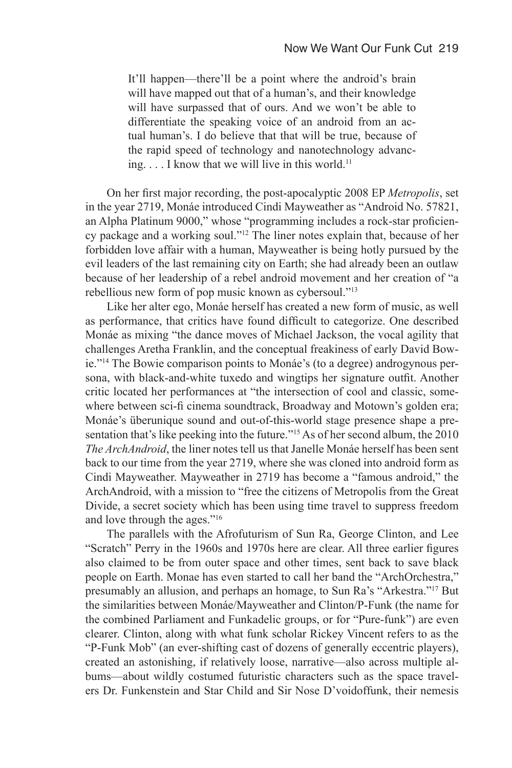> It'll happen—there'll be a point where the android's brain will have mapped out that of a human's, and their knowledge will have surpassed that of ours. And we won't be able to differentiate the speaking voice of an android from an actual human's. I do believe that that will be true, because of the rapid speed of technology and nanotechnology advancing. . . . I know that we will live in this world.[11]

On her first major recording, the post-apocalyptic 2008 EP *Metropolis*, set in the year 2719, Monáe introduced Cindi Mayweather as "Android No. 57821, an Alpha Platinum 9000," whose "programming includes a rock-star proficiency package and a working soul."[12] The liner notes explain that, because of her forbidden love affair with a human, Mayweather is being hotly pursued by the evil leaders of the last remaining city on Earth; she had already been an outlaw because of her leadership of a rebel android movement and her creation of "a rebellious new form of pop music known as cybersoul."[13]

Like her alter ego, Monáe herself has created a new form of music, as well as performance, that critics have found difficult to categorize. One described Monáe as mixing "the dance moves of Michael Jackson, the vocal agility that challenges Aretha Franklin, and the conceptual freakiness of early David Bowie."[14] The Bowie comparison points to Monáe's (to a degree) androgynous persona, with black-and-white tuxedo and wingtips her signature outfit. Another critic located her performances at "the intersection of cool and classic, somewhere between sci-fi cinema soundtrack, Broadway and Motown's golden era; Monáe's überunique sound and out-of-this-world stage presence shape a presentation that's like peeking into the future."[15] As of her second album, the 2010 *The ArchAndroid*, the liner notes tell us that Janelle Monáe herself has been sent back to our time from the year 2719, where she was cloned into android form as Cindi Mayweather. Mayweather in 2719 has become a "famous android," the ArchAndroid, with a mission to "free the citizens of Metropolis from the Great Divide, a secret society which has been using time travel to suppress freedom and love through the ages."[16]

The parallels with the Afrofuturism of Sun Ra, George Clinton, and Lee "Scratch" Perry in the 1960s and 1970s here are clear. All three earlier figures also claimed to be from outer space and other times, sent back to save black people on Earth. Monae has even started to call her band the "ArchOrchestra," presumably an allusion, and perhaps an homage, to Sun Ra's "Arkestra."[17] But the similarities between Monáe/Mayweather and Clinton/P-Funk (the name for the combined Parliament and Funkadelic groups, or for "Pure-funk") are even clearer. Clinton, along with what funk scholar Rickey Vincent refers to as the "P-Funk Mob" (an ever-shifting cast of dozens of generally eccentric players), created an astonishing, if relatively loose, narrative—also across multiple albums—about wildly costumed futuristic characters such as the space travelers Dr. Funkenstein and Star Child and Sir Nose D'voidoffunk, their nemesis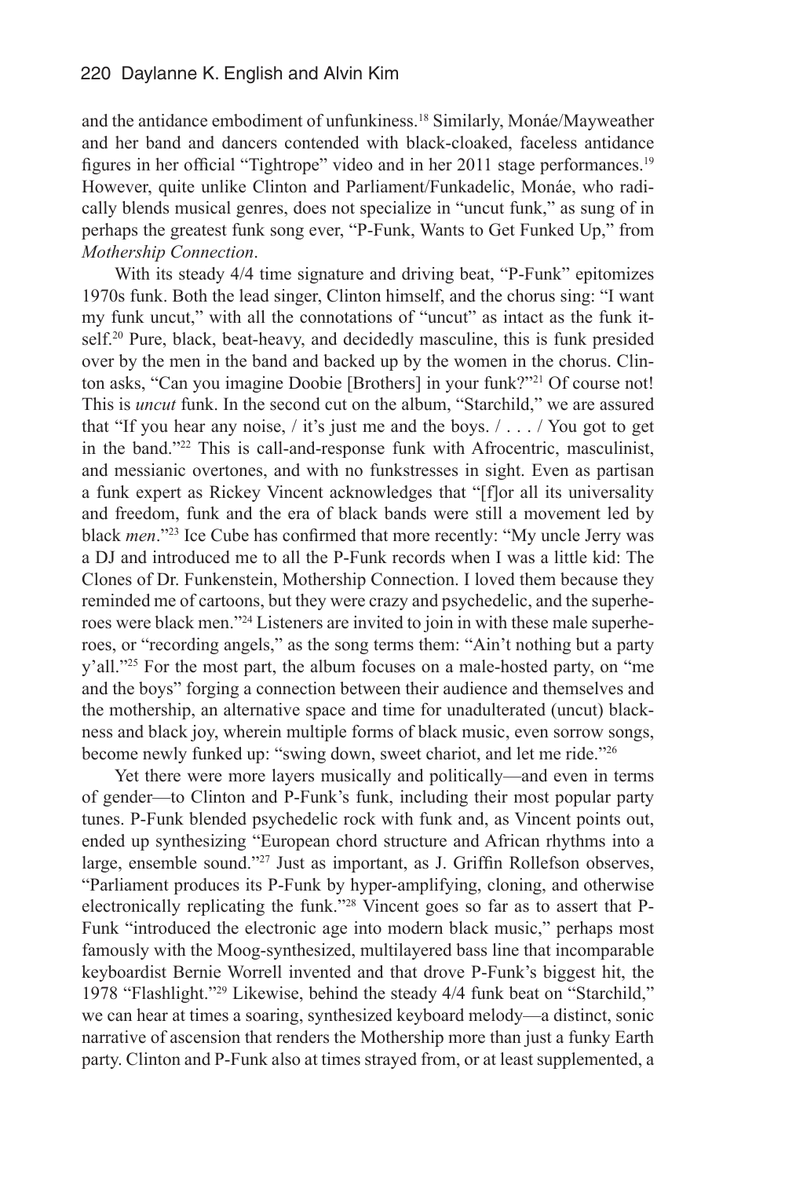and the antidance embodiment of unfunkiness.[18] Similarly, Monáe/Mayweather and her band and dancers contended with black-cloaked, faceless antidance figures in her official "Tightrope" video and in her 2011 stage performances.[19] However, quite unlike Clinton and Parliament/Funkadelic, Monáe, who radically blends musical genres, does not specialize in "uncut funk," as sung of in perhaps the greatest funk song ever, "P-Funk, Wants to Get Funked Up," from *Mothership Connection*.

With its steady 4/4 time signature and driving beat, "P-Funk" epitomizes 1970s funk. Both the lead singer, Clinton himself, and the chorus sing: "I want my funk uncut," with all the connotations of "uncut" as intact as the funk itself.[20] Pure, black, beat-heavy, and decidedly masculine, this is funk presided over by the men in the band and backed up by the women in the chorus. Clinton asks, "Can you imagine Doobie [Brothers] in your funk?"[21] Of course not! This is *uncut* funk. In the second cut on the album, "Starchild," we are assured that "If you hear any noise, / it's just me and the boys. / . . . / You got to get in the band."[22] This is call-and-response funk with Afrocentric, masculinist, and messianic overtones, and with no funkstresses in sight. Even as partisan a funk expert as Rickey Vincent acknowledges that "[f]or all its universality and freedom, funk and the era of black bands were still a movement led by black *men*."[23] Ice Cube has confirmed that more recently: "My uncle Jerry was a DJ and introduced me to all the P-Funk records when I was a little kid: The Clones of Dr. Funkenstein, Mothership Connection. I loved them because they reminded me of cartoons, but they were crazy and psychedelic, and the superheroes were black men."[24] Listeners are invited to join in with these male superheroes, or "recording angels," as the song terms them: "Ain't nothing but a party y'all."[25] For the most part, the album focuses on a male-hosted party, on "me and the boys" forging a connection between their audience and themselves and the mothership, an alternative space and time for unadulterated (uncut) blackness and black joy, wherein multiple forms of black music, even sorrow songs, become newly funked up: "swing down, sweet chariot, and let me ride."[26]

Yet there were more layers musically and politically—and even in terms of gender—to Clinton and P-Funk's funk, including their most popular party tunes. P-Funk blended psychedelic rock with funk and, as Vincent points out, ended up synthesizing "European chord structure and African rhythms into a large, ensemble sound."[27] Just as important, as J. Griffin Rollefson observes, "Parliament produces its P-Funk by hyper-amplifying, cloning, and otherwise electronically replicating the funk."[28] Vincent goes so far as to assert that P-Funk "introduced the electronic age into modern black music," perhaps most famously with the Moog-synthesized, multilayered bass line that incomparable keyboardist Bernie Worrell invented and that drove P-Funk's biggest hit, the 1978 "Flashlight."[29] Likewise, behind the steady 4/4 funk beat on "Starchild," we can hear at times a soaring, synthesized keyboard melody—a distinct, sonic narrative of ascension that renders the Mothership more than just a funky Earth party. Clinton and P-Funk also at times strayed from, or at least supplemented, a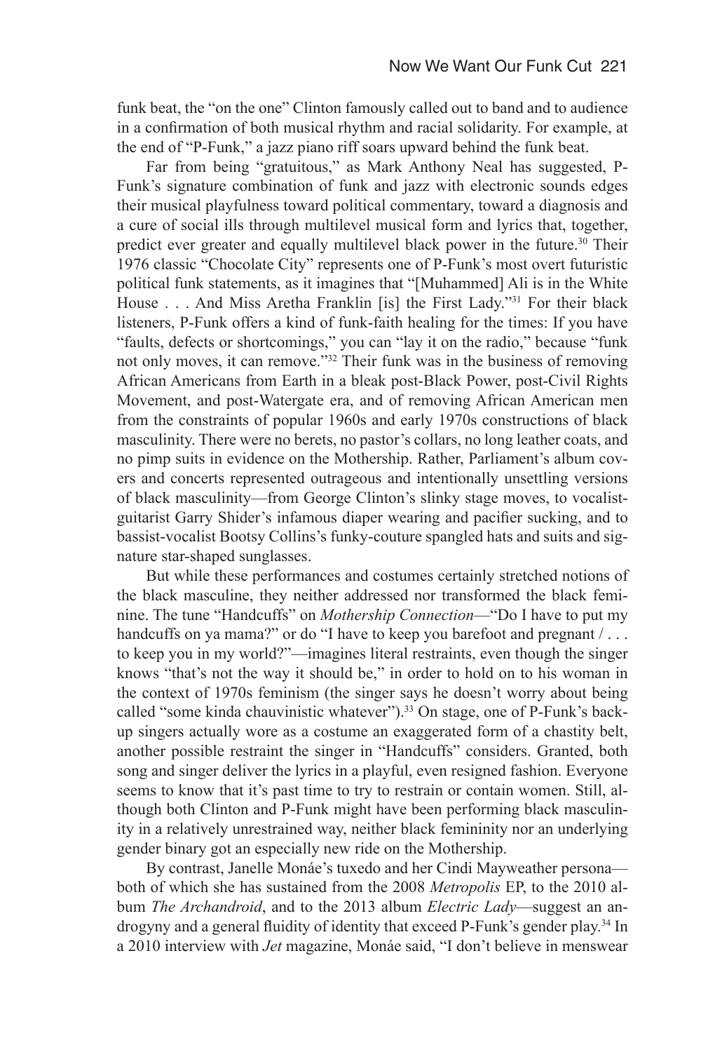funk beat, the "on the one" Clinton famously called out to band and to audience in a confirmation of both musical rhythm and racial solidarity. For example, at the end of "P-Funk," a jazz piano riff soars upward behind the funk beat.

Far from being "gratuitous," as Mark Anthony Neal has suggested, P-Funk's signature combination of funk and jazz with electronic sounds edges their musical playfulness toward political commentary, toward a diagnosis and a cure of social ills through multilevel musical form and lyrics that, together, predict ever greater and equally multilevel black power in the future.[30] Their 1976 classic "Chocolate City" represents one of P-Funk's most overt futuristic political funk statements, as it imagines that "[Muhammed] Ali is in the White House . . . And Miss Aretha Franklin [is] the First Lady."[31] For their black listeners, P-Funk offers a kind of funk-faith healing for the times: If you have "faults, defects or shortcomings," you can "lay it on the radio," because "funk not only moves, it can remove."[32] Their funk was in the business of removing African Americans from Earth in a bleak post-Black Power, post-Civil Rights Movement, and post-Watergate era, and of removing African American men from the constraints of popular 1960s and early 1970s constructions of black masculinity. There were no berets, no pastor's collars, no long leather coats, and no pimp suits in evidence on the Mothership. Rather, Parliament's album covers and concerts represented outrageous and intentionally unsettling versions of black masculinity—from George Clinton's slinky stage moves, to vocalist-guitarist Garry Shider's infamous diaper wearing and pacifier sucking, and to bassist-vocalist Bootsy Collins's funky-couture spangled hats and suits and signature star-shaped sunglasses.

But while these performances and costumes certainly stretched notions of the black masculine, they neither addressed nor transformed the black feminine. The tune "Handcuffs" on *Mothership Connection*—"Do I have to put my handcuffs on ya mama?" or do "I have to keep you barefoot and pregnant / . . . to keep you in my world?"—imagines literal restraints, even though the singer knows "that's not the way it should be," in order to hold on to his woman in the context of 1970s feminism (the singer says he doesn't worry about being called "some kinda chauvinistic whatever").[33] On stage, one of P-Funk's back-up singers actually wore as a costume an exaggerated form of a chastity belt, another possible restraint the singer in "Handcuffs" considers. Granted, both song and singer deliver the lyrics in a playful, even resigned fashion. Everyone seems to know that it's past time to try to restrain or contain women. Still, although both Clinton and P-Funk might have been performing black masculinity in a relatively unrestrained way, neither black femininity nor an underlying gender binary got an especially new ride on the Mothership.

By contrast, Janelle Monáe's tuxedo and her Cindi Mayweather persona—both of which she has sustained from the 2008 *Metropolis* EP, to the 2010 album *The Archandroid*, and to the 2013 album *Electric Lady*—suggest an androgyny and a general fluidity of identity that exceed P-Funk's gender play.[34] In a 2010 interview with *Jet* magazine, Monáe said, "I don't believe in menswear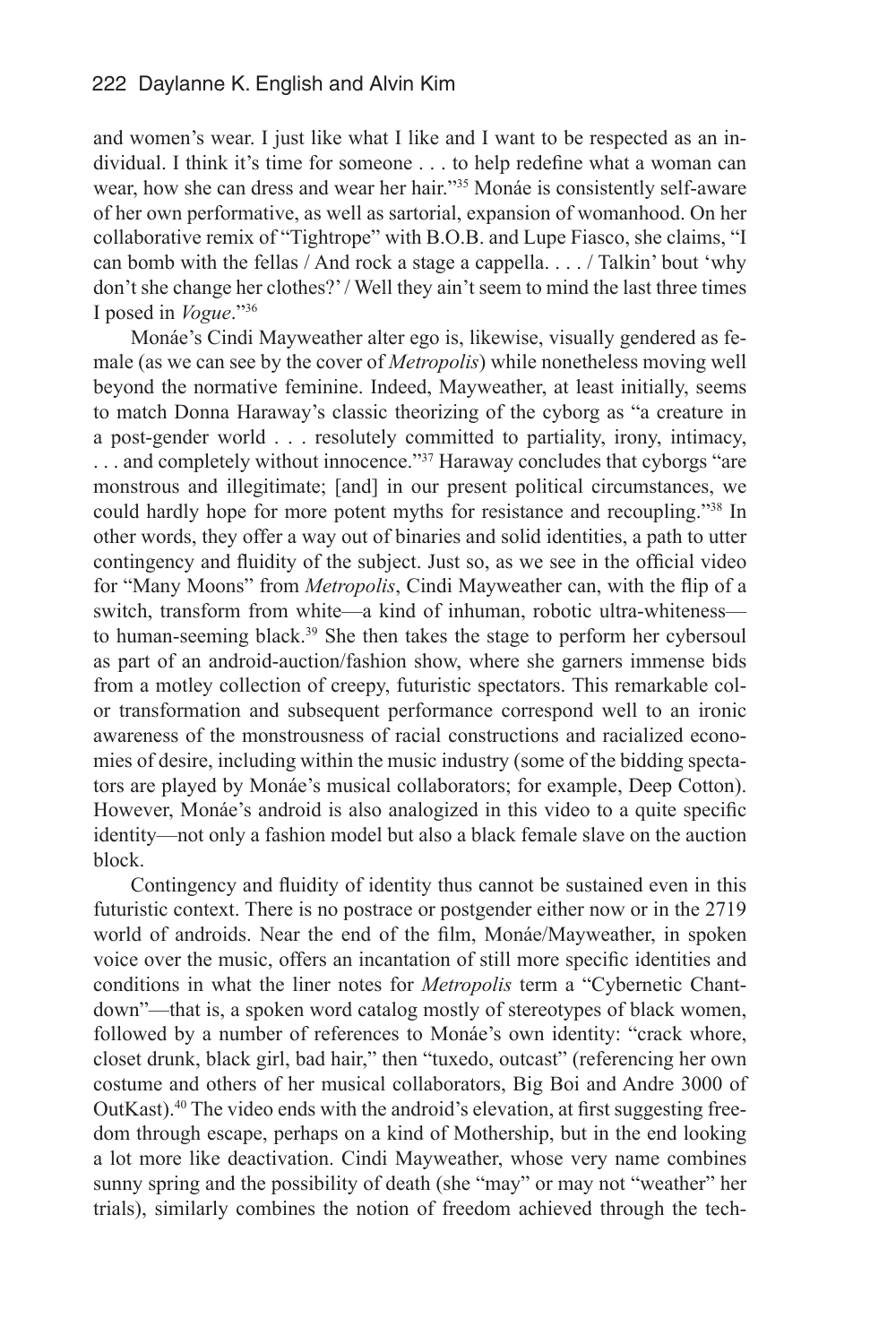and women's wear. I just like what I like and I want to be respected as an individual. I think it's time for someone . . . to help redefine what a woman can wear, how she can dress and wear her hair."[35] Monáe is consistently self-aware of her own performative, as well as sartorial, expansion of womanhood. On her collaborative remix of "Tightrope" with B.O.B. and Lupe Fiasco, she claims, "I can bomb with the fellas / And rock a stage a cappella. . . . / Talkin' bout 'why don't she change her clothes?' / Well they ain't seem to mind the last three times I posed in *Vogue*."[36]

Monáe's Cindi Mayweather alter ego is, likewise, visually gendered as female (as we can see by the cover of *Metropolis*) while nonetheless moving well beyond the normative feminine. Indeed, Mayweather, at least initially, seems to match Donna Haraway's classic theorizing of the cyborg as "a creature in a post-gender world . . . resolutely committed to partiality, irony, intimacy, . . . and completely without innocence."[37] Haraway concludes that cyborgs "are monstrous and illegitimate; [and] in our present political circumstances, we could hardly hope for more potent myths for resistance and recoupling."[38] In other words, they offer a way out of binaries and solid identities, a path to utter contingency and fluidity of the subject. Just so, as we see in the official video for "Many Moons" from *Metropolis*, Cindi Mayweather can, with the flip of a switch, transform from white—a kind of inhuman, robotic ultra-whiteness—to human-seeming black.[39] She then takes the stage to perform her cybersoul as part of an android-auction/fashion show, where she garners immense bids from a motley collection of creepy, futuristic spectators. This remarkable color transformation and subsequent performance correspond well to an ironic awareness of the monstrousness of racial constructions and racialized economies of desire, including within the music industry (some of the bidding spectators are played by Monáe's musical collaborators; for example, Deep Cotton). However, Monáe's android is also analogized in this video to a quite specific identity—not only a fashion model but also a black female slave on the auction block.

Contingency and fluidity of identity thus cannot be sustained even in this futuristic context. There is no postrace or postgender either now or in the 2719 world of androids. Near the end of the film, Monáe/Mayweather, in spoken voice over the music, offers an incantation of still more specific identities and conditions in what the liner notes for *Metropolis* term a "Cybernetic Chant-down"—that is, a spoken word catalog mostly of stereotypes of black women, followed by a number of references to Monáe's own identity: "crack whore, closet drunk, black girl, bad hair," then "tuxedo, outcast" (referencing her own costume and others of her musical collaborators, Big Boi and Andre 3000 of OutKast).[40] The video ends with the android's elevation, at first suggesting freedom through escape, perhaps on a kind of Mothership, but in the end looking a lot more like deactivation. Cindi Mayweather, whose very name combines sunny spring and the possibility of death (she "may" or may not "weather" her trials), similarly combines the notion of freedom achieved through the tech-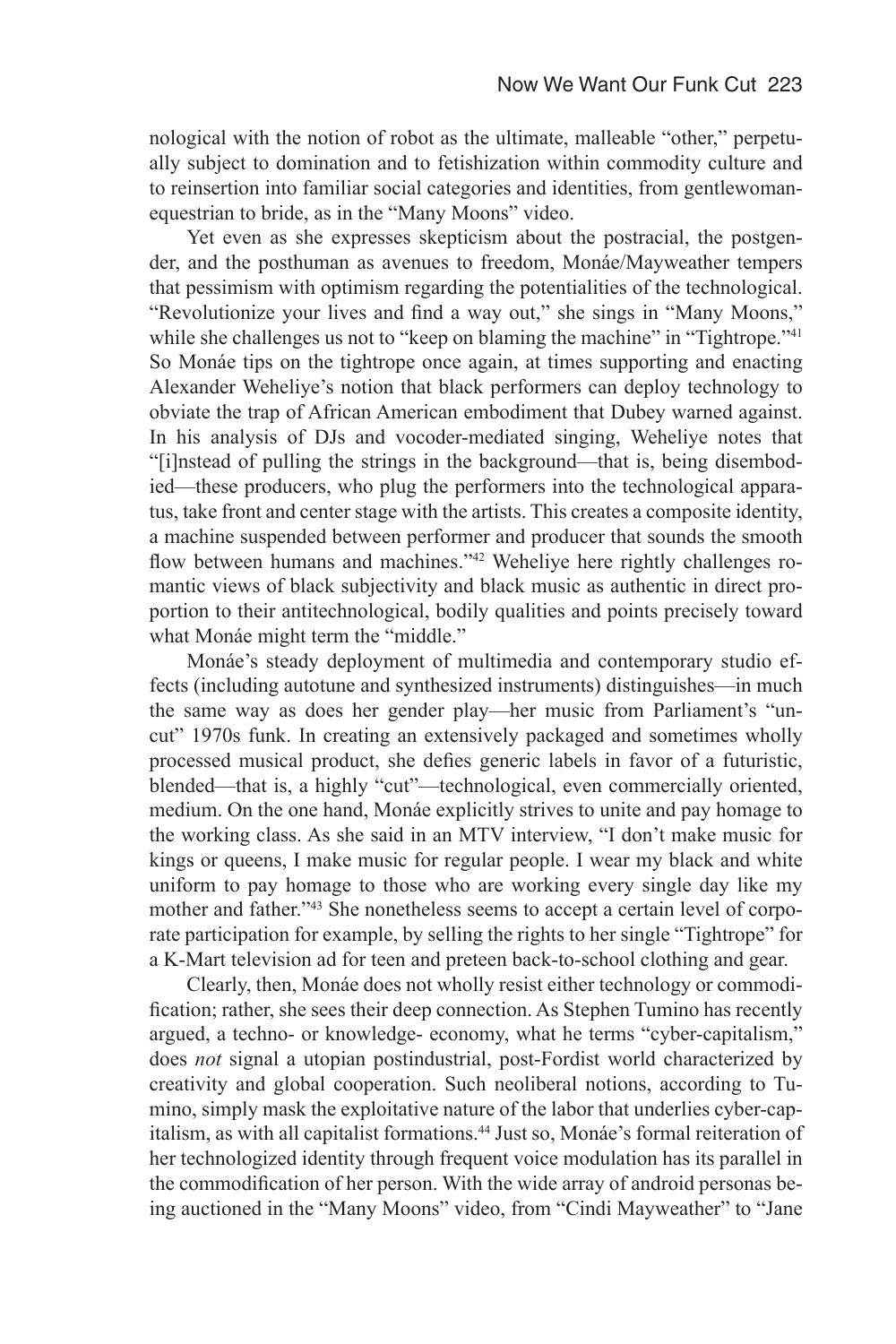nological with the notion of robot as the ultimate, malleable "other," perpetually subject to domination and to fetishization within commodity culture and to reinsertion into familiar social categories and identities, from gentlewoman-equestrian to bride, as in the "Many Moons" video.

Yet even as she expresses skepticism about the postracial, the postgender, and the posthuman as avenues to freedom, Monáe/Mayweather tempers that pessimism with optimism regarding the potentialities of the technological. "Revolutionize your lives and find a way out," she sings in "Many Moons," while she challenges us not to "keep on blaming the machine" in "Tightrope."[41] So Monáe tips on the tightrope once again, at times supporting and enacting Alexander Weheliye's notion that black performers can deploy technology to obviate the trap of African American embodiment that Dubey warned against. In his analysis of DJs and vocoder-mediated singing, Weheliye notes that "[i]nstead of pulling the strings in the background—that is, being disembodied—these producers, who plug the performers into the technological apparatus, take front and center stage with the artists. This creates a composite identity, a machine suspended between performer and producer that sounds the smooth flow between humans and machines."[42] Weheliye here rightly challenges romantic views of black subjectivity and black music as authentic in direct proportion to their antitechnological, bodily qualities and points precisely toward what Monáe might term the "middle."

Monáe's steady deployment of multimedia and contemporary studio effects (including autotune and synthesized instruments) distinguishes—in much the same way as does her gender play—her music from Parliament's "uncut" 1970s funk. In creating an extensively packaged and sometimes wholly processed musical product, she defies generic labels in favor of a futuristic, blended—that is, a highly "cut"—technological, even commercially oriented, medium. On the one hand, Monáe explicitly strives to unite and pay homage to the working class. As she said in an MTV interview, "I don't make music for kings or queens, I make music for regular people. I wear my black and white uniform to pay homage to those who are working every single day like my mother and father."[43] She nonetheless seems to accept a certain level of corporate participation for example, by selling the rights to her single "Tightrope" for a K-Mart television ad for teen and preteen back-to-school clothing and gear.

Clearly, then, Monáe does not wholly resist either technology or commodification; rather, she sees their deep connection. As Stephen Tumino has recently argued, a techno- or knowledge- economy, what he terms "cyber-capitalism," does *not* signal a utopian postindustrial, post-Fordist world characterized by creativity and global cooperation. Such neoliberal notions, according to Tumino, simply mask the exploitative nature of the labor that underlies cyber-capitalism, as with all capitalist formations.[44] Just so, Monáe's formal reiteration of her technologized identity through frequent voice modulation has its parallel in the commodification of her person. With the wide array of android personas being auctioned in the "Many Moons" video, from "Cindi Mayweather" to "Jane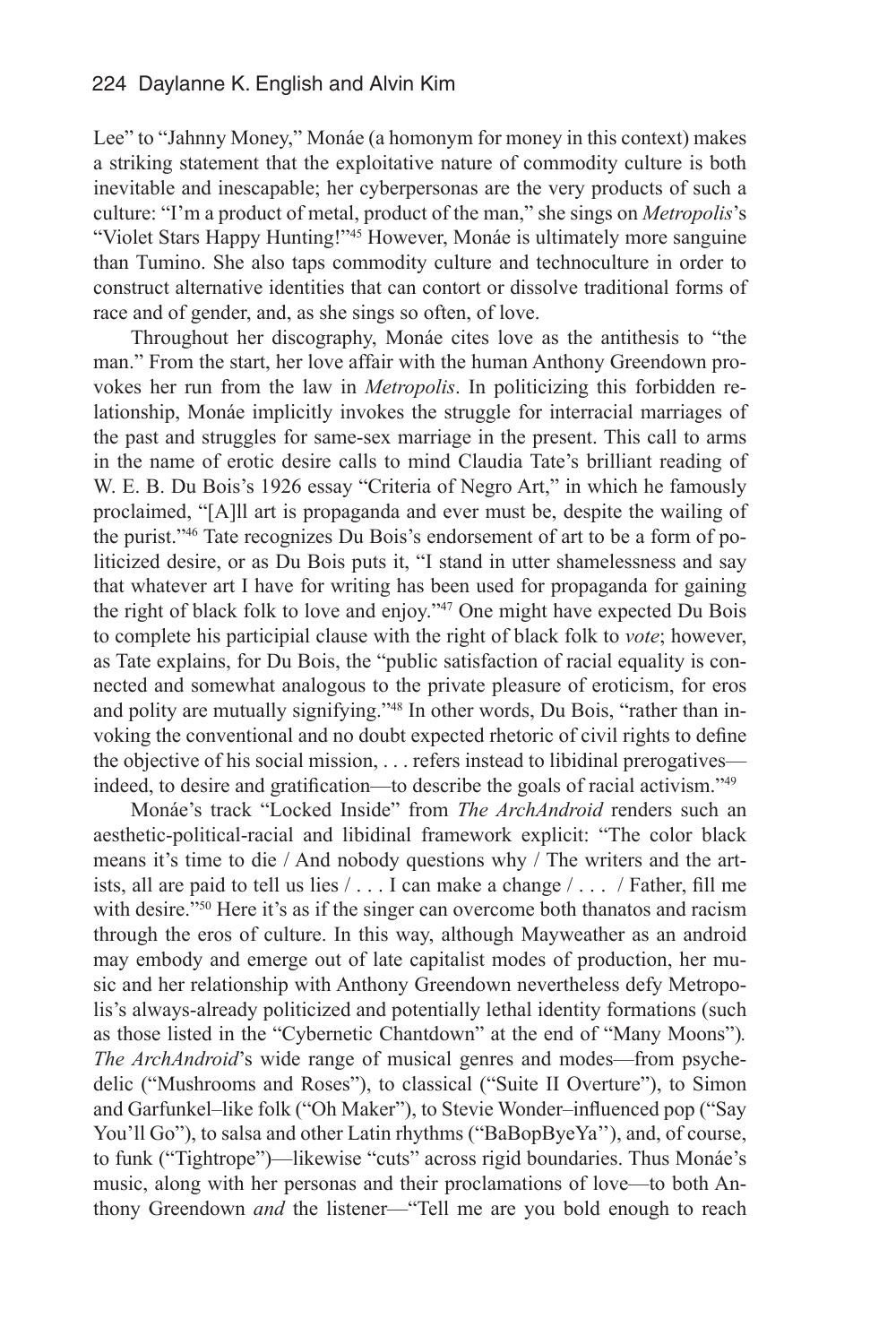Lee" to "Jahnny Money," Monáe (a homonym for money in this context) makes a striking statement that the exploitative nature of commodity culture is both inevitable and inescapable; her cyberpersonas are the very products of such a culture: "I'm a product of metal, product of the man," she sings on *Metropolis*'s "Violet Stars Happy Hunting!"[45] However, Monáe is ultimately more sanguine than Tumino. She also taps commodity culture and technoculture in order to construct alternative identities that can contort or dissolve traditional forms of race and of gender, and, as she sings so often, of love.

Throughout her discography, Monáe cites love as the antithesis to "the man." From the start, her love affair with the human Anthony Greendown provokes her run from the law in *Metropolis*. In politicizing this forbidden relationship, Monáe implicitly invokes the struggle for interracial marriages of the past and struggles for same-sex marriage in the present. This call to arms in the name of erotic desire calls to mind Claudia Tate's brilliant reading of W. E. B. Du Bois's 1926 essay "Criteria of Negro Art," in which he famously proclaimed, "[A]ll art is propaganda and ever must be, despite the wailing of the purist."[46] Tate recognizes Du Bois's endorsement of art to be a form of politicized desire, or as Du Bois puts it, "I stand in utter shamelessness and say that whatever art I have for writing has been used for propaganda for gaining the right of black folk to love and enjoy."[47] One might have expected Du Bois to complete his participial clause with the right of black folk to *vote*; however, as Tate explains, for Du Bois, the "public satisfaction of racial equality is connected and somewhat analogous to the private pleasure of eroticism, for eros and polity are mutually signifying."[48] In other words, Du Bois, "rather than invoking the conventional and no doubt expected rhetoric of civil rights to define the objective of his social mission, . . . refers instead to libidinal prerogatives—indeed, to desire and gratification—to describe the goals of racial activism."[49]

Monáe's track "Locked Inside" from *The ArchAndroid* renders such an aesthetic-political-racial and libidinal framework explicit: "The color black means it's time to die / And nobody questions why / The writers and the artists, all are paid to tell us lies / . . . I can make a change / . . . / Father, fill me with desire."[50] Here it's as if the singer can overcome both thanatos and racism through the eros of culture. In this way, although Mayweather as an android may embody and emerge out of late capitalist modes of production, her music and her relationship with Anthony Greendown nevertheless defy Metropolis's always-already politicized and potentially lethal identity formations (such as those listed in the "Cybernetic Chantdown" at the end of "Many Moons"). *The ArchAndroid*'s wide range of musical genres and modes—from psychedelic ("Mushrooms and Roses"), to classical ("Suite II Overture"), to Simon and Garfunkel–like folk ("Oh Maker"), to Stevie Wonder–influenced pop ("Say You'll Go"), to salsa and other Latin rhythms ("BaBopByeYa"), and, of course, to funk ("Tightrope")—likewise "cuts" across rigid boundaries. Thus Monáe's music, along with her personas and their proclamations of love—to both Anthony Greendown *and* the listener—"Tell me are you bold enough to reach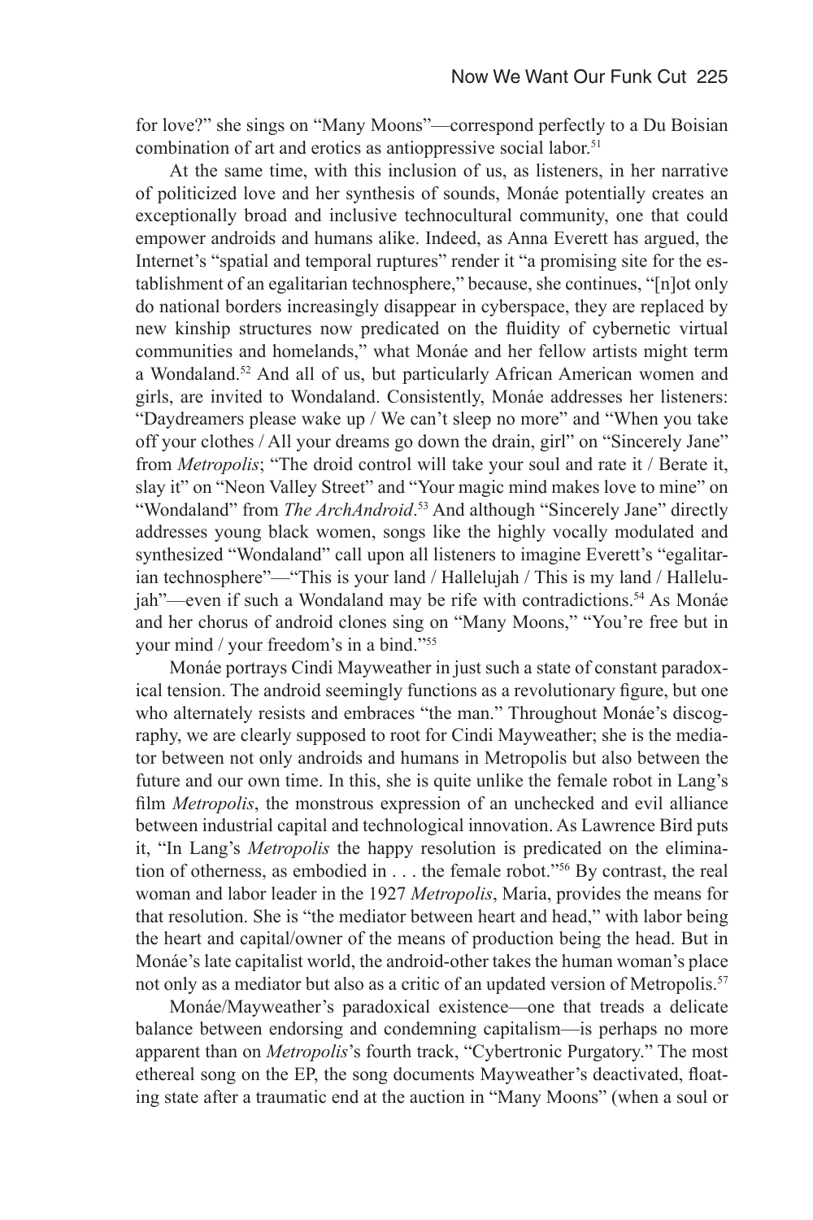for love?" she sings on "Many Moons"—correspond perfectly to a Du Boisian combination of art and erotics as antioppressive social labor.[51]

At the same time, with this inclusion of us, as listeners, in her narrative of politicized love and her synthesis of sounds, Monáe potentially creates an exceptionally broad and inclusive technocultural community, one that could empower androids and humans alike. Indeed, as Anna Everett has argued, the Internet's "spatial and temporal ruptures" render it "a promising site for the establishment of an egalitarian technosphere," because, she continues, "[n]ot only do national borders increasingly disappear in cyberspace, they are replaced by new kinship structures now predicated on the fluidity of cybernetic virtual communities and homelands," what Monáe and her fellow artists might term a Wondaland.[52] And all of us, but particularly African American women and girls, are invited to Wondaland. Consistently, Monáe addresses her listeners: "Daydreamers please wake up / We can't sleep no more" and "When you take off your clothes / All your dreams go down the drain, girl" on "Sincerely Jane" from *Metropolis*; "The droid control will take your soul and rate it / Berate it, slay it" on "Neon Valley Street" and "Your magic mind makes love to mine" on "Wondaland" from *The ArchAndroid*.[53] And although "Sincerely Jane" directly addresses young black women, songs like the highly vocally modulated and synthesized "Wondaland" call upon all listeners to imagine Everett's "egalitarian technosphere"—"This is your land / Hallelujah / This is my land / Hallelujah"—even if such a Wondaland may be rife with contradictions.[54] As Monáe and her chorus of android clones sing on "Many Moons," "You're free but in your mind / your freedom's in a bind."[55]

Monáe portrays Cindi Mayweather in just such a state of constant paradoxical tension. The android seemingly functions as a revolutionary figure, but one who alternately resists and embraces "the man." Throughout Monáe's discography, we are clearly supposed to root for Cindi Mayweather; she is the mediator between not only androids and humans in Metropolis but also between the future and our own time. In this, she is quite unlike the female robot in Lang's film *Metropolis*, the monstrous expression of an unchecked and evil alliance between industrial capital and technological innovation. As Lawrence Bird puts it, "In Lang's *Metropolis* the happy resolution is predicated on the elimination of otherness, as embodied in . . . the female robot."[56] By contrast, the real woman and labor leader in the 1927 *Metropolis*, Maria, provides the means for that resolution. She is "the mediator between heart and head," with labor being the heart and capital/owner of the means of production being the head. But in Monáe's late capitalist world, the android-other takes the human woman's place not only as a mediator but also as a critic of an updated version of Metropolis.[57]

Monáe/Mayweather's paradoxical existence—one that treads a delicate balance between endorsing and condemning capitalism—is perhaps no more apparent than on *Metropolis*'s fourth track, "Cybertronic Purgatory." The most ethereal song on the EP, the song documents Mayweather's deactivated, floating state after a traumatic end at the auction in "Many Moons" (when a soul or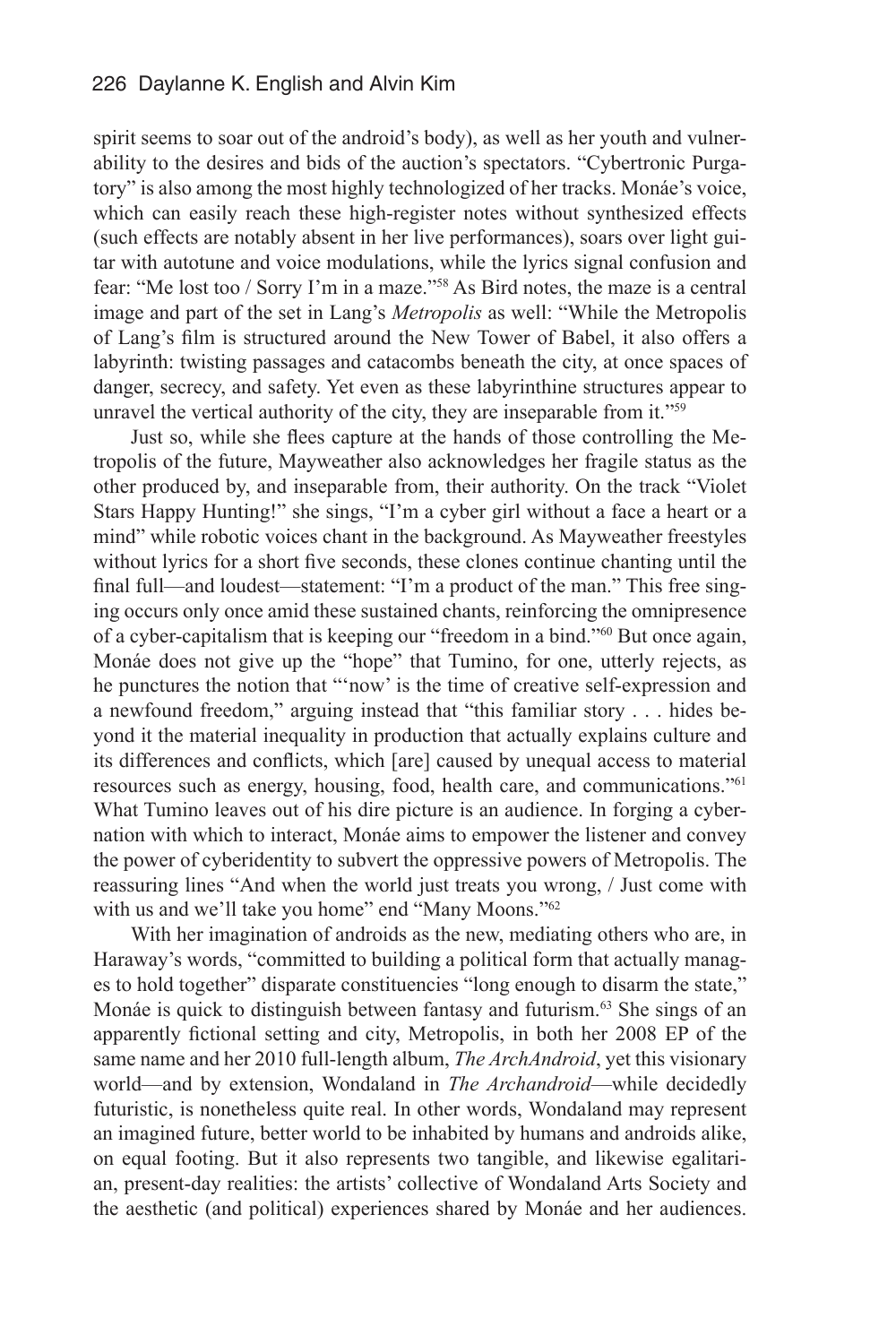spirit seems to soar out of the android's body), as well as her youth and vulnerability to the desires and bids of the auction's spectators. "Cybertronic Purgatory" is also among the most highly technologized of her tracks. Monáe's voice, which can easily reach these high-register notes without synthesized effects (such effects are notably absent in her live performances), soars over light guitar with autotune and voice modulations, while the lyrics signal confusion and fear: "Me lost too / Sorry I'm in a maze."[58] As Bird notes, the maze is a central image and part of the set in Lang's *Metropolis* as well: "While the Metropolis of Lang's film is structured around the New Tower of Babel, it also offers a labyrinth: twisting passages and catacombs beneath the city, at once spaces of danger, secrecy, and safety. Yet even as these labyrinthine structures appear to unravel the vertical authority of the city, they are inseparable from it."[59]

Just so, while she flees capture at the hands of those controlling the Metropolis of the future, Mayweather also acknowledges her fragile status as the other produced by, and inseparable from, their authority. On the track "Violet Stars Happy Hunting!" she sings, "I'm a cyber girl without a face a heart or a mind" while robotic voices chant in the background. As Mayweather freestyles without lyrics for a short five seconds, these clones continue chanting until the final full—and loudest—statement: "I'm a product of the man." This free singing occurs only once amid these sustained chants, reinforcing the omnipresence of a cyber-capitalism that is keeping our "freedom in a bind."[60] But once again, Monáe does not give up the "hope" that Tumino, for one, utterly rejects, as he punctures the notion that "'now' is the time of creative self-expression and a newfound freedom," arguing instead that "this familiar story . . . hides beyond it the material inequality in production that actually explains culture and its differences and conflicts, which [are] caused by unequal access to material resources such as energy, housing, food, health care, and communications."[61] What Tumino leaves out of his dire picture is an audience. In forging a cybernation with which to interact, Monáe aims to empower the listener and convey the power of cyberidentity to subvert the oppressive powers of Metropolis. The reassuring lines "And when the world just treats you wrong, / Just come with us and we'll take you home" end "Many Moons."[62]

With her imagination of androids as the new, mediating others who are, in Haraway's words, "committed to building a political form that actually manages to hold together" disparate constituencies "long enough to disarm the state," Monáe is quick to distinguish between fantasy and futurism.[63] She sings of an apparently fictional setting and city, Metropolis, in both her 2008 EP of the same name and her 2010 full-length album, *The ArchAndroid*, yet this visionary world—and by extension, Wondaland in *The Archandroid*—while decidedly futuristic, is nonetheless quite real. In other words, Wondaland may represent an imagined future, better world to be inhabited by humans and androids alike, on equal footing. But it also represents two tangible, and likewise egalitarian, present-day realities: the artists' collective of Wondaland Arts Society and the aesthetic (and political) experiences shared by Monáe and her audiences.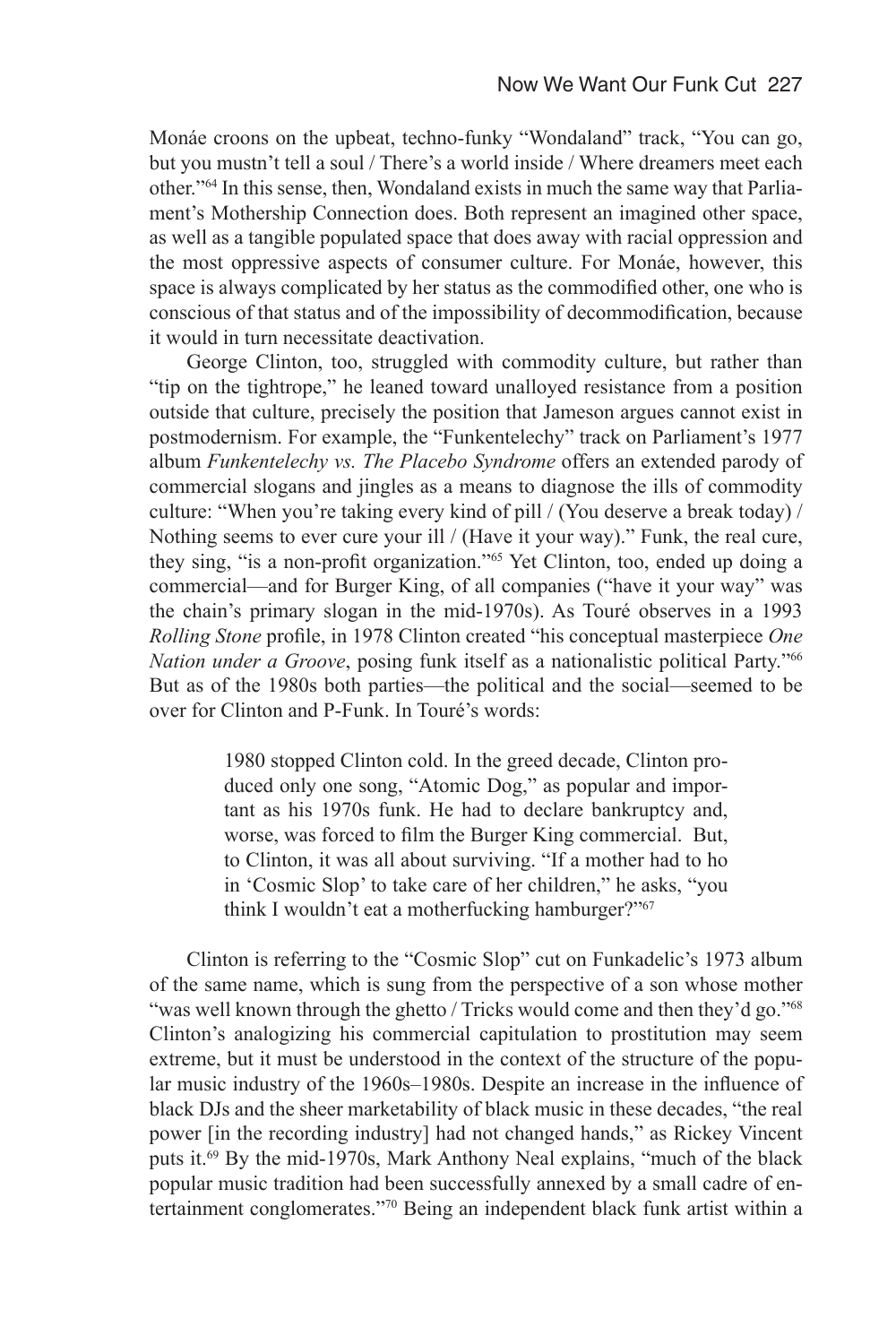Monáe croons on the upbeat, techno-funky "Wondaland" track, "You can go, but you mustn't tell a soul / There's a world inside / Where dreamers meet each other."[64] In this sense, then, Wondaland exists in much the same way that Parliament's Mothership Connection does. Both represent an imagined other space, as well as a tangible populated space that does away with racial oppression and the most oppressive aspects of consumer culture. For Monáe, however, this space is always complicated by her status as the commodified other, one who is conscious of that status and of the impossibility of decommodification, because it would in turn necessitate deactivation.

George Clinton, too, struggled with commodity culture, but rather than "tip on the tightrope," he leaned toward unalloyed resistance from a position outside that culture, precisely the position that Jameson argues cannot exist in postmodernism. For example, the "Funkentelechy" track on Parliament's 1977 album *Funkentelechy vs. The Placebo Syndrome* offers an extended parody of commercial slogans and jingles as a means to diagnose the ills of commodity culture: "When you're taking every kind of pill / (You deserve a break today) / Nothing seems to ever cure your ill / (Have it your way)." Funk, the real cure, they sing, "is a non-profit organization."[65] Yet Clinton, too, ended up doing a commercial—and for Burger King, of all companies ("have it your way" was the chain's primary slogan in the mid-1970s). As Touré observes in a 1993 *Rolling Stone* profile, in 1978 Clinton created "his conceptual masterpiece *One Nation under a Groove*, posing funk itself as a nationalistic political Party."[66] But as of the 1980s both parties—the political and the social—seemed to be over for Clinton and P-Funk. In Touré's words:

> 1980 stopped Clinton cold. In the greed decade, Clinton produced only one song, "Atomic Dog," as popular and important as his 1970s funk. He had to declare bankruptcy and, worse, was forced to film the Burger King commercial. But, to Clinton, it was all about surviving. "If a mother had to ho in 'Cosmic Slop' to take care of her children," he asks, "you think I wouldn't eat a motherfucking hamburger?"[67]

Clinton is referring to the "Cosmic Slop" cut on Funkadelic's 1973 album of the same name, which is sung from the perspective of a son whose mother "was well known through the ghetto / Tricks would come and then they'd go."[68] Clinton's analogizing his commercial capitulation to prostitution may seem extreme, but it must be understood in the context of the structure of the popular music industry of the 1960s–1980s. Despite an increase in the influence of black DJs and the sheer marketability of black music in these decades, "the real power [in the recording industry] had not changed hands," as Rickey Vincent puts it.[69] By the mid-1970s, Mark Anthony Neal explains, "much of the black popular music tradition had been successfully annexed by a small cadre of entertainment conglomerates."[70] Being an independent black funk artist within a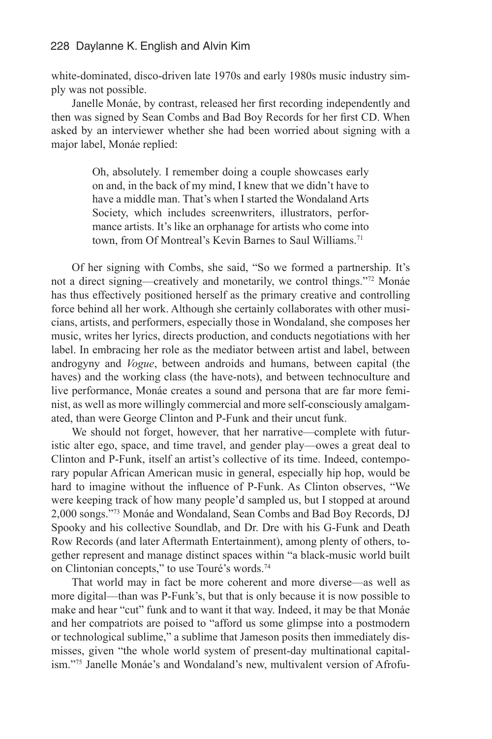white-dominated, disco-driven late 1970s and early 1980s music industry simply was not possible.

Janelle Monáe, by contrast, released her first recording independently and then was signed by Sean Combs and Bad Boy Records for her first CD. When asked by an interviewer whether she had been worried about signing with a major label, Monáe replied:

> Oh, absolutely. I remember doing a couple showcases early on and, in the back of my mind, I knew that we didn't have to have a middle man. That's when I started the Wondaland Arts Society, which includes screenwriters, illustrators, performance artists. It's like an orphanage for artists who come into town, from Of Montreal's Kevin Barnes to Saul Williams.[71]

Of her signing with Combs, she said, "So we formed a partnership. It's not a direct signing—creatively and monetarily, we control things."[72] Monáe has thus effectively positioned herself as the primary creative and controlling force behind all her work. Although she certainly collaborates with other musicians, artists, and performers, especially those in Wondaland, she composes her music, writes her lyrics, directs production, and conducts negotiations with her label. In embracing her role as the mediator between artist and label, between androgyny and *Vogue*, between androids and humans, between capital (the haves) and the working class (the have-nots), and between technoculture and live performance, Monáe creates a sound and persona that are far more feminist, as well as more willingly commercial and more self-consciously amalgamated, than were George Clinton and P-Funk and their uncut funk.

We should not forget, however, that her narrative—complete with futuristic alter ego, space, and time travel, and gender play—owes a great deal to Clinton and P-Funk, itself an artist's collective of its time. Indeed, contemporary popular African American music in general, especially hip hop, would be hard to imagine without the influence of P-Funk. As Clinton observes, "We were keeping track of how many people'd sampled us, but I stopped at around 2,000 songs."[73] Monáe and Wondaland, Sean Combs and Bad Boy Records, DJ Spooky and his collective Soundlab, and Dr. Dre with his G-Funk and Death Row Records (and later Aftermath Entertainment), among plenty of others, together represent and manage distinct spaces within "a black-music world built on Clintonian concepts," to use Touré's words.[74]

That world may in fact be more coherent and more diverse—as well as more digital—than was P-Funk's, but that is only because it is now possible to make and hear "cut" funk and to want it that way. Indeed, it may be that Monáe and her compatriots are poised to "afford us some glimpse into a postmodern or technological sublime," a sublime that Jameson posits then immediately dismisses, given "the whole world system of present-day multinational capitalism."[75] Janelle Monáe's and Wondaland's new, multivalent version of Afrofu-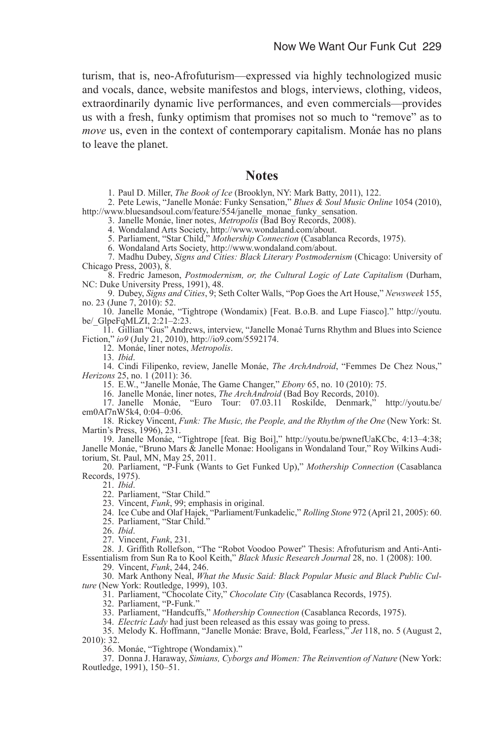turism, that is, neo-Afrofuturism—expressed via highly technologized music and vocals, dance, website manifestos and blogs, interviews, clothing, videos, extraordinarily dynamic live performances, and even commercials—provides us with a fresh, funky optimism that promises not so much to "remove" as to *move* us, even in the context of contemporary capitalism. Monáe has no plans to leave the planet.

## Notes

1. Paul D. Miller, *The Book of Ice* (Brooklyn, NY: Mark Batty, 2011), 122.
2. Pete Lewis, "Janelle Monáe: Funky Sensation," *Blues & Soul Music Online* 1054 (2010), http://www.bluesandsoul.com/feature/554/janelle_monae_funky_sensation.
3. Janelle Monáe, liner notes, *Metropolis* (Bad Boy Records, 2008).
4. Wondaland Arts Society, http://www.wondaland.com/about.
5. Parliament, "Star Child," *Mothership Connection* (Casablanca Records, 1975).
6. Wondaland Arts Society, http://www.wondaland.com/about.
7. Madhu Dubey, *Signs and Cities: Black Literary Postmodernism* (Chicago: University of Chicago Press, 2003), 8.
8. Fredric Jameson, *Postmodernism, or, the Cultural Logic of Late Capitalism* (Durham, NC: Duke University Press, 1991), 48.
9. Dubey, *Signs and Cities*, 9; Seth Colter Walls, "Pop Goes the Art House," *Newsweek* 155, no. 23 (June 7, 2010): 52.
10. Janelle Monáe, "Tightrope (Wondamix) [Feat. B.o.B. and Lupe Fiasco]." http://youtu.be/_GlpeFqMLZI, 2:21–2:23.
11. Gillian "Gus" Andrews, interview, "Janelle Monaé Turns Rhythm and Blues into Science Fiction," *io9* (July 21, 2010), http://io9.com/5592174.
12. Monáe, liner notes, *Metropolis*.
13. *Ibid*.
14. Cindi Filipenko, review, Janelle Monáe, *The ArchAndroid*, "Femmes De Chez Nous," *Herizons* 25, no. 1 (2011): 36.
15. E.W., "Janelle Monáe, The Game Changer," *Ebony* 65, no. 10 (2010): 75.
16. Janelle Monáe, liner notes, *The ArchAndroid* (Bad Boy Records, 2010).
17. Janelle Monáe, "Euro Tour: 07.03.11 Roskilde, Denmark," http://youtu.be/em0Af7nW5k4, 0:04–0:06.
18. Rickey Vincent, *Funk: The Music, the People, and the Rhythm of the One* (New York: St. Martin's Press, 1996), 231.
19. Janelle Monáe, "Tightrope [feat. Big Boi]," http://youtu.be/pwnefUaKCbc, 4:13–4:38; Janelle Monáe, "Bruno Mars & Janelle Monae: Hooligans in Wondaland Tour," Roy Wilkins Auditorium, St. Paul, MN, May 25, 2011.
20. Parliament, "P-Funk (Wants to Get Funked Up)," *Mothership Connection* (Casablanca Records, 1975).
21. *Ibid*.
22. Parliament, "Star Child."
23. Vincent, *Funk*, 99; emphasis in original.
24. Ice Cube and Olaf Hajek, "Parliament/Funkadelic," *Rolling Stone* 972 (April 21, 2005): 60.
25. Parliament, "Star Child."
26. *Ibid*.
27. Vincent, *Funk*, 231.
28. J. Griffith Rollefson, "The "Robot Voodoo Power" Thesis: Afrofuturism and Anti-Anti-Essentialism from Sun Ra to Kool Keith," *Black Music Research Journal* 28, no. 1 (2008): 100.
29. Vincent, *Funk*, 244, 246.
30. Mark Anthony Neal, *What the Music Said: Black Popular Music and Black Public Culture* (New York: Routledge, 1999), 103.
31. Parliament, "Chocolate City," *Chocolate City* (Casablanca Records, 1975).
32. Parliament, "P-Funk."
33. Parliament, "Handcuffs," *Mothership Connection* (Casablanca Records, 1975).
34. *Electric Lady* had just been released as this essay was going to press.
35. Melody K. Hoffmann, "Janelle Monáe: Brave, Bold, Fearless," *Jet* 118, no. 5 (August 2, 2010): 32.
36. Monáe, "Tightrope (Wondamix)."
37. Donna J. Haraway, *Simians, Cyborgs and Women: The Reinvention of Nature* (New York: Routledge, 1991), 150–51.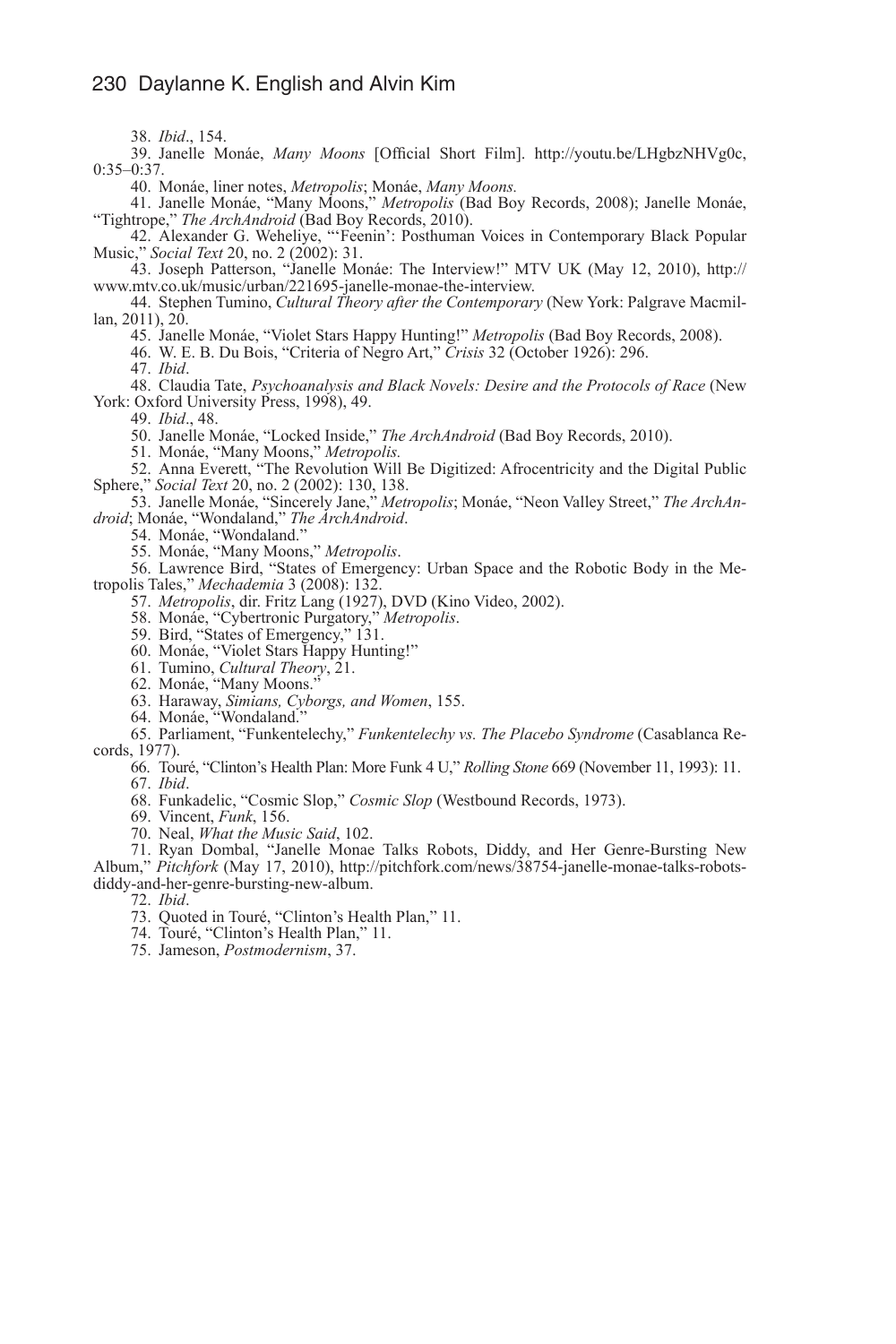38. *Ibid*., 154.

39. Janelle Monáe, *Many Moons* [Official Short Film]. http://youtu.be/LHgbzNHVg0c, 0:35–0:37.

40. Monáe, liner notes, *Metropolis*; Monáe, *Many Moons.*

41. Janelle Monáe, "Many Moons," *Metropolis* (Bad Boy Records, 2008); Janelle Monáe, "Tightrope," *The ArchAndroid* (Bad Boy Records, 2010).

42. Alexander G. Weheliye, "'Feenin': Posthuman Voices in Contemporary Black Popular Music," *Social Text* 20, no. 2 (2002): 31.

43. Joseph Patterson, "Janelle Monáe: The Interview!" MTV UK (May 12, 2010), http://www.mtv.co.uk/music/urban/221695-janelle-monae-the-interview.

44. Stephen Tumino, *Cultural Theory after the Contemporary* (New York: Palgrave Macmillan, 2011), 20.

45. Janelle Monáe, "Violet Stars Happy Hunting!" *Metropolis* (Bad Boy Records, 2008).

46. W. E. B. Du Bois, "Criteria of Negro Art," *Crisis* 32 (October 1926): 296.

47. *Ibid*.

48. Claudia Tate, *Psychoanalysis and Black Novels: Desire and the Protocols of Race* (New York: Oxford University Press, 1998), 49.

49. *Ibid*., 48.

50. Janelle Monáe, "Locked Inside," *The ArchAndroid* (Bad Boy Records, 2010).

51. Monáe, "Many Moons," *Metropolis.*

52. Anna Everett, "The Revolution Will Be Digitized: Afrocentricity and the Digital Public Sphere," *Social Text* 20, no. 2 (2002): 130, 138.

53. Janelle Monáe, "Sincerely Jane," *Metropolis*; Monáe, "Neon Valley Street," *The ArchAndroid*; Monáe, "Wondaland," *The ArchAndroid*.

54. Monáe, "Wondaland."

55. Monáe, "Many Moons," *Metropolis*.

56. Lawrence Bird, "States of Emergency: Urban Space and the Robotic Body in the Metropolis Tales," *Mechademia* 3 (2008): 132.

57. *Metropolis*, dir. Fritz Lang (1927), DVD (Kino Video, 2002).

58. Monáe, "Cybertronic Purgatory," *Metropolis*.

59. Bird, "States of Emergency," 131.

60. Monáe, "Violet Stars Happy Hunting!"

61. Tumino, *Cultural Theory*, 21.

62. Monáe, "Many Moons."

63. Haraway, *Simians, Cyborgs, and Women*, 155.

64. Monáe, "Wondaland."

65. Parliament, "Funkentelechy," *Funkentelechy vs. The Placebo Syndrome* (Casablanca Records, 1977).

66. Touré, "Clinton's Health Plan: More Funk 4 U," *Rolling Stone* 669 (November 11, 1993): 11.

67. *Ibid*.

68. Funkadelic, "Cosmic Slop," *Cosmic Slop* (Westbound Records, 1973).

69. Vincent, *Funk*, 156.

70. Neal, *What the Music Said*, 102.

71. Ryan Dombal, "Janelle Monae Talks Robots, Diddy, and Her Genre-Bursting New Album," *Pitchfork* (May 17, 2010), http://pitchfork.com/news/38754-janelle-monae-talks-robots-diddy-and-her-genre-bursting-new-album.

72. *Ibid*.

73. Quoted in Touré, "Clinton's Health Plan," 11.

74. Touré, "Clinton's Health Plan," 11.

75. Jameson, *Postmodernism*, 37.